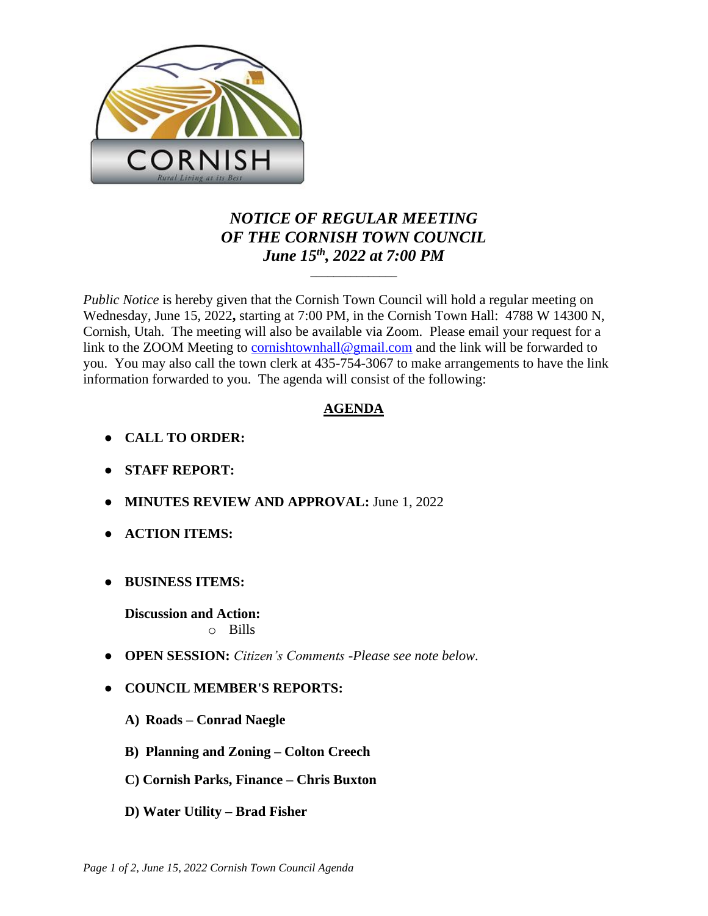CORNISH

*Rural Living at its Best*

# *NOTICE OF REGULAR MEETING OF THE CORNISH TOWN COUNCIL June 15th, 2022 at 7:00 PM*

---

*Public Notice* is hereby given that the Cornish Town Council will hold a regular meeting on Wednesday, June 15, 2022**,** starting at 7:00 PM, in the Cornish Town Hall: 4788 W 14300 N, Cornish, Utah. The meeting will also be available via Zoom. Please email your request for a link to the ZOOM Meeting to cornishtownhall@gmail.com and the link will be forwarded to you. You may also call the town clerk at 435-754-3067 to make arrangements to have the link information forwarded to you. The agenda will consist of the following:

## AGENDA

- **CALL TO ORDER:**
- **STAFF REPORT:**
- **MINUTES REVIEW AND APPROVAL:** June 1, 2022
- **ACTION ITEMS:**
- **BUSINESS ITEMS:**

  **Discussion and Action:**
    - Bills
- **OPEN SESSION:** *Citizen's Comments -Please see note below.*
- **COUNCIL MEMBER'S REPORTS:**

  **A) Roads – Conrad Naegle**

  **B) Planning and Zoning – Colton Creech**

  **C) Cornish Parks, Finance – Chris Buxton**

  **D) Water Utility – Brad Fisher**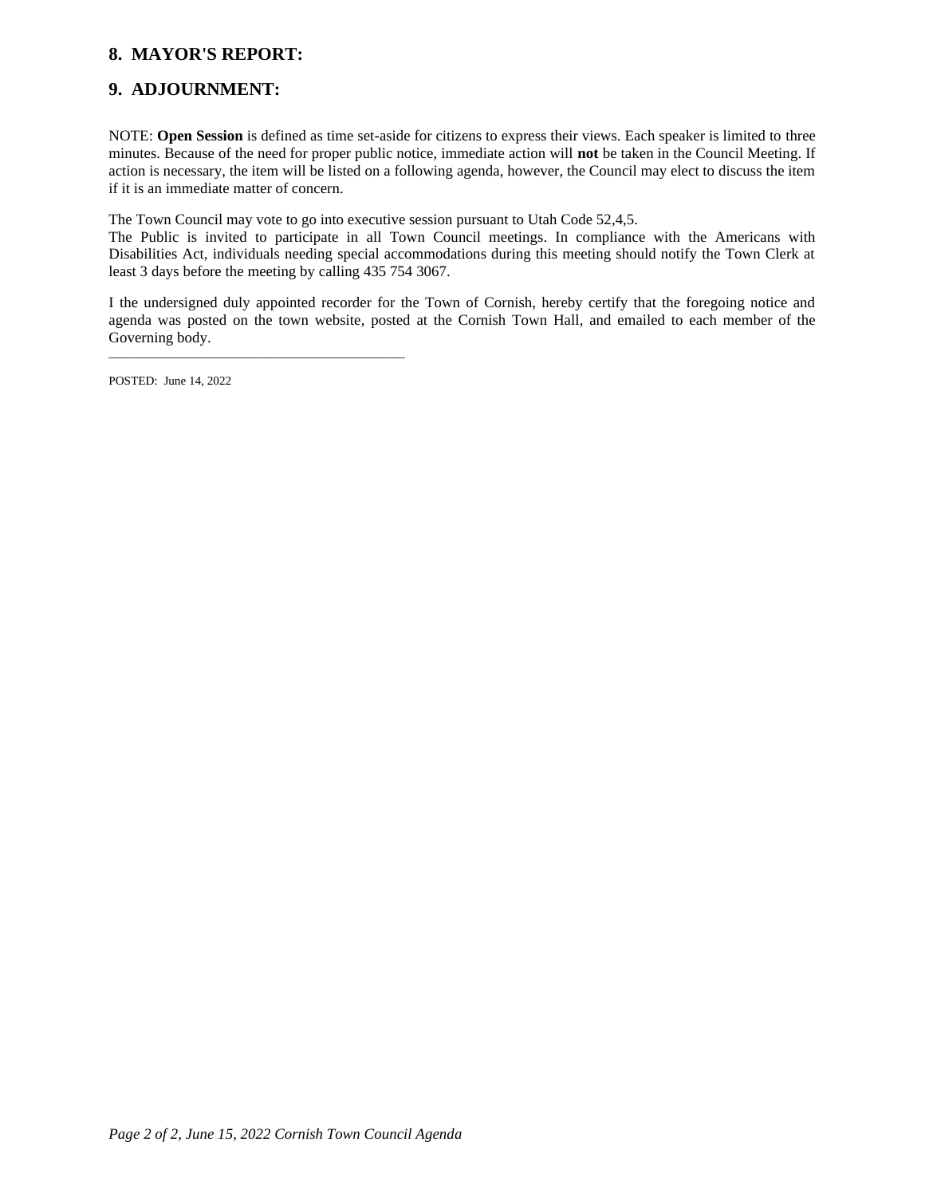## 8. MAYOR'S REPORT:

## 9. ADJOURNMENT:

NOTE: **Open Session** is defined as time set-aside for citizens to express their views. Each speaker is limited to three minutes. Because of the need for proper public notice, immediate action will **not** be taken in the Council Meeting. If action is necessary, the item will be listed on a following agenda, however, the Council may elect to discuss the item if it is an immediate matter of concern.

The Town Council may vote to go into executive session pursuant to Utah Code 52,4,5.
The Public is invited to participate in all Town Council meetings. In compliance with the Americans with Disabilities Act, individuals needing special accommodations during this meeting should notify the Town Clerk at least 3 days before the meeting by calling 435 754 3067.

I the undersigned duly appointed recorder for the Town of Cornish, hereby certify that the foregoing notice and agenda was posted on the town website, posted at the Cornish Town Hall, and emailed to each member of the Governing body.

\_\_\_\_\_\_\_\_\_\_\_\_\_\_\_\_\_\_\_\_\_\_\_\_\_\_\_\_\_\_\_\_\_\_\_\_\_\_\_\_

POSTED: June 14, 2022